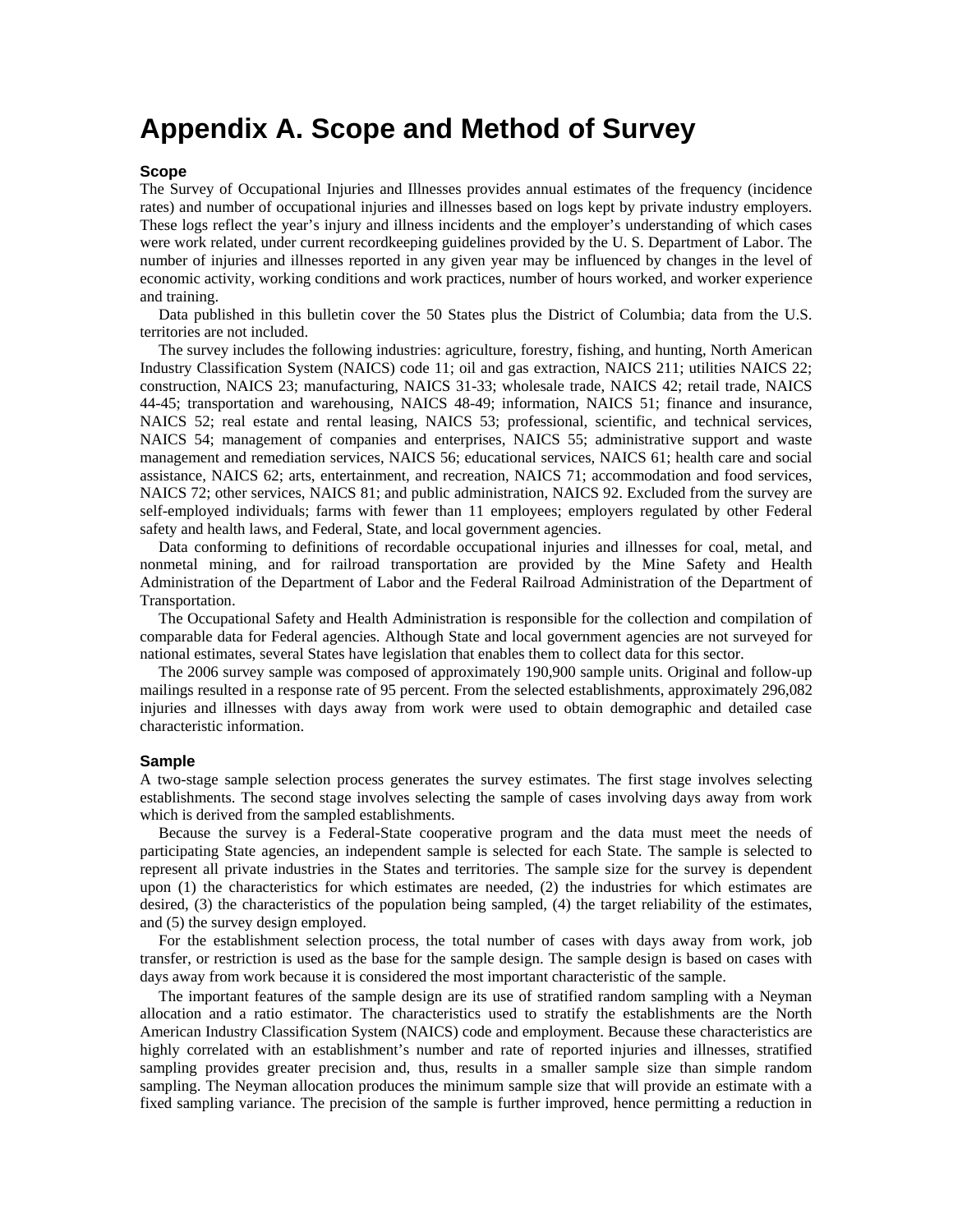# Appendix A. Scope and Method of Survey

### Scope

The Survey of Occupational Injuries and Illnesses provides annual estimates of the frequency (incidence rates) and number of occupational injuries and illnesses based on logs kept by private industry employers. These logs reflect the year's injury and illness incidents and the employer's understanding of which cases were work related, under current recordkeeping guidelines provided by the U. S. Department of Labor. The number of injuries and illnesses reported in any given year may be influenced by changes in the level of economic activity, working conditions and work practices, number of hours worked, and worker experience and training.

Data published in this bulletin cover the 50 States plus the District of Columbia; data from the U.S. territories are not included.

The survey includes the following industries: agriculture, forestry, fishing, and hunting, North American Industry Classification System (NAICS) code 11; oil and gas extraction, NAICS 211; utilities NAICS 22; construction, NAICS 23; manufacturing, NAICS 31-33; wholesale trade, NAICS 42; retail trade, NAICS 44-45; transportation and warehousing, NAICS 48-49; information, NAICS 51; finance and insurance, NAICS 52; real estate and rental leasing, NAICS 53; professional, scientific, and technical services, NAICS 54; management of companies and enterprises, NAICS 55; administrative support and waste management and remediation services, NAICS 56; educational services, NAICS 61; health care and social assistance, NAICS 62; arts, entertainment, and recreation, NAICS 71; accommodation and food services, NAICS 72; other services, NAICS 81; and public administration, NAICS 92. Excluded from the survey are self-employed individuals; farms with fewer than 11 employees; employers regulated by other Federal safety and health laws, and Federal, State, and local government agencies.

Data conforming to definitions of recordable occupational injuries and illnesses for coal, metal, and nonmetal mining, and for railroad transportation are provided by the Mine Safety and Health Administration of the Department of Labor and the Federal Railroad Administration of the Department of Transportation.

The Occupational Safety and Health Administration is responsible for the collection and compilation of comparable data for Federal agencies. Although State and local government agencies are not surveyed for national estimates, several States have legislation that enables them to collect data for this sector.

The 2006 survey sample was composed of approximately 190,900 sample units. Original and follow-up mailings resulted in a response rate of 95 percent. From the selected establishments, approximately 296,082 injuries and illnesses with days away from work were used to obtain demographic and detailed case characteristic information.

### Sample

A two-stage sample selection process generates the survey estimates. The first stage involves selecting establishments. The second stage involves selecting the sample of cases involving days away from work which is derived from the sampled establishments.

Because the survey is a Federal-State cooperative program and the data must meet the needs of participating State agencies, an independent sample is selected for each State. The sample is selected to represent all private industries in the States and territories. The sample size for the survey is dependent upon (1) the characteristics for which estimates are needed, (2) the industries for which estimates are desired, (3) the characteristics of the population being sampled, (4) the target reliability of the estimates, and (5) the survey design employed.

For the establishment selection process, the total number of cases with days away from work, job transfer, or restriction is used as the base for the sample design. The sample design is based on cases with days away from work because it is considered the most important characteristic of the sample.

The important features of the sample design are its use of stratified random sampling with a Neyman allocation and a ratio estimator. The characteristics used to stratify the establishments are the North American Industry Classification System (NAICS) code and employment. Because these characteristics are highly correlated with an establishment's number and rate of reported injuries and illnesses, stratified sampling provides greater precision and, thus, results in a smaller sample size than simple random sampling. The Neyman allocation produces the minimum sample size that will provide an estimate with a fixed sampling variance. The precision of the sample is further improved, hence permitting a reduction in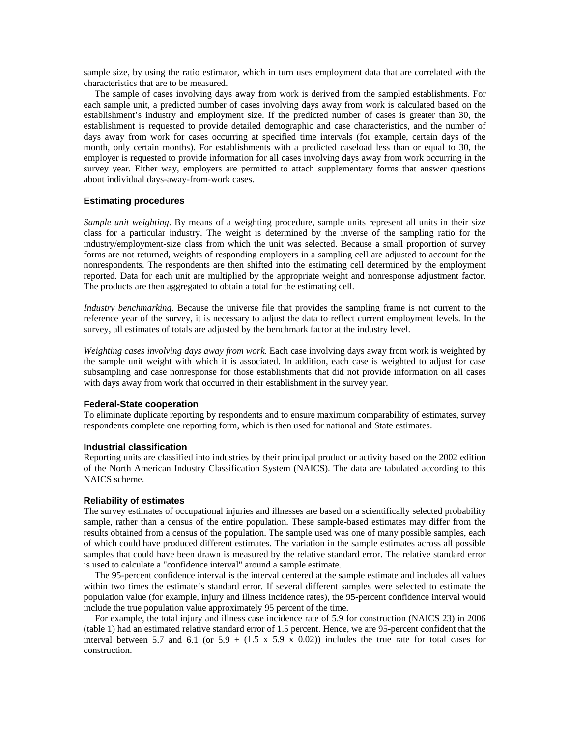sample size, by using the ratio estimator, which in turn uses employment data that are correlated with the characteristics that are to be measured.

The sample of cases involving days away from work is derived from the sampled establishments. For each sample unit, a predicted number of cases involving days away from work is calculated based on the establishment's industry and employment size. If the predicted number of cases is greater than 30, the establishment is requested to provide detailed demographic and case characteristics, and the number of days away from work for cases occurring at specified time intervals (for example, certain days of the month, only certain months). For establishments with a predicted caseload less than or equal to 30, the employer is requested to provide information for all cases involving days away from work occurring in the survey year. Either way, employers are permitted to attach supplementary forms that answer questions about individual days-away-from-work cases.

### Estimating procedures

*Sample unit weighting*. By means of a weighting procedure, sample units represent all units in their size class for a particular industry. The weight is determined by the inverse of the sampling ratio for the industry/employment-size class from which the unit was selected. Because a small proportion of survey forms are not returned, weights of responding employers in a sampling cell are adjusted to account for the nonrespondents. The respondents are then shifted into the estimating cell determined by the employment reported. Data for each unit are multiplied by the appropriate weight and nonresponse adjustment factor. The products are then aggregated to obtain a total for the estimating cell.

*Industry benchmarking*. Because the universe file that provides the sampling frame is not current to the reference year of the survey, it is necessary to adjust the data to reflect current employment levels. In the survey, all estimates of totals are adjusted by the benchmark factor at the industry level.

*Weighting cases involving days away from work*. Each case involving days away from work is weighted by the sample unit weight with which it is associated. In addition, each case is weighted to adjust for case subsampling and case nonresponse for those establishments that did not provide information on all cases with days away from work that occurred in their establishment in the survey year.

### Federal-State cooperation

To eliminate duplicate reporting by respondents and to ensure maximum comparability of estimates, survey respondents complete one reporting form, which is then used for national and State estimates.

### Industrial classification

Reporting units are classified into industries by their principal product or activity based on the 2002 edition of the North American Industry Classification System (NAICS). The data are tabulated according to this NAICS scheme.

### Reliability of estimates

The survey estimates of occupational injuries and illnesses are based on a scientifically selected probability sample, rather than a census of the entire population. These sample-based estimates may differ from the results obtained from a census of the population. The sample used was one of many possible samples, each of which could have produced different estimates. The variation in the sample estimates across all possible samples that could have been drawn is measured by the relative standard error. The relative standard error is used to calculate a "confidence interval" around a sample estimate.

The 95-percent confidence interval is the interval centered at the sample estimate and includes all values within two times the estimate's standard error. If several different samples were selected to estimate the population value (for example, injury and illness incidence rates), the 95-percent confidence interval would include the true population value approximately 95 percent of the time.

For example, the total injury and illness case incidence rate of 5.9 for construction (NAICS 23) in 2006 (table 1) had an estimated relative standard error of 1.5 percent. Hence, we are 95-percent confident that the interval between 5.7 and 6.1 (or $5.9 \pm (1.5 \times 5.9 \times 0.02)$) includes the true rate for total cases for construction.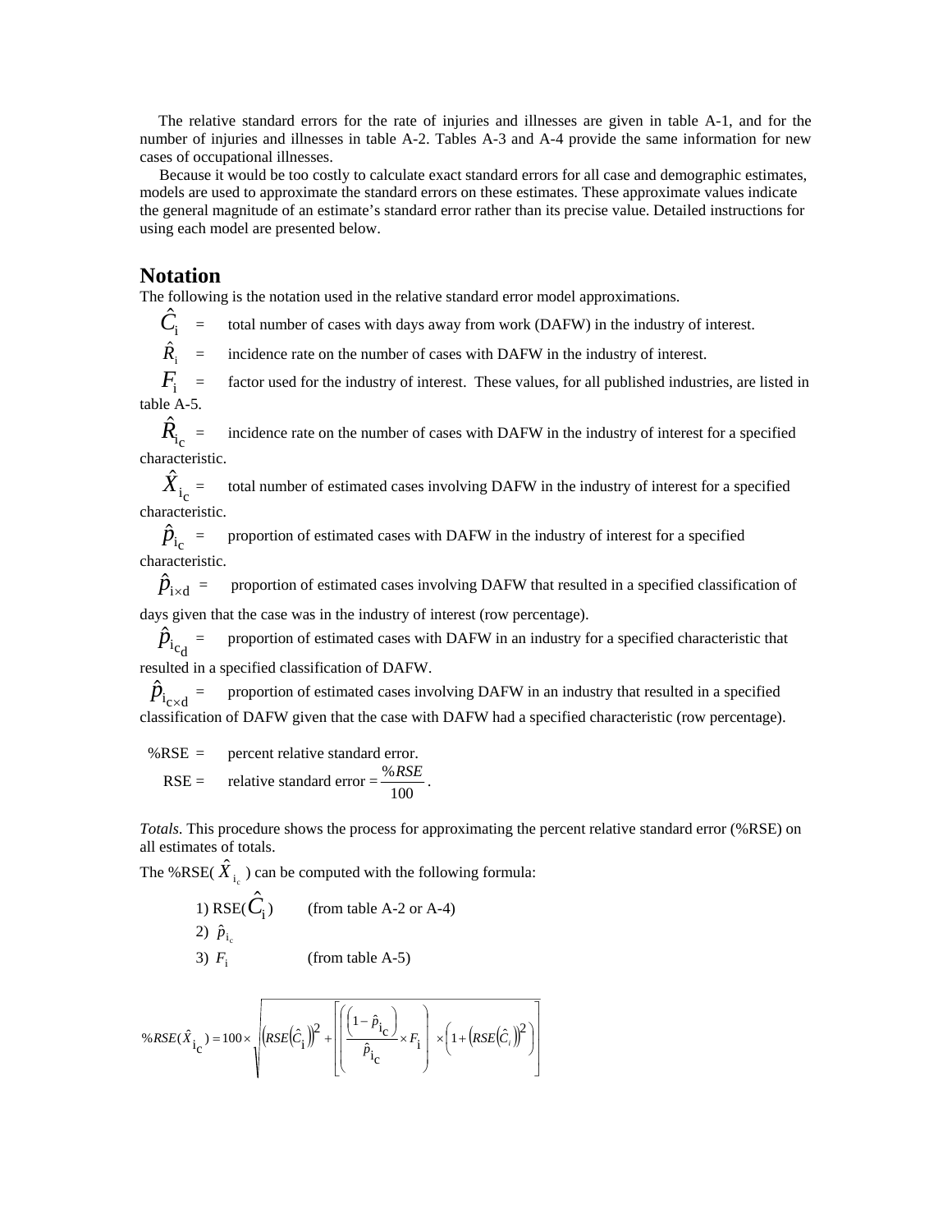The relative standard errors for the rate of injuries and illnesses are given in table A-1, and for the number of injuries and illnesses in table A-2. Tables A-3 and A-4 provide the same information for new cases of occupational illnesses.

Because it would be too costly to calculate exact standard errors for all case and demographic estimates, models are used to approximate the standard errors on these estimates. These approximate values indicate the general magnitude of an estimate's standard error rather than its precise value. Detailed instructions for using each model are presented below.

## Notation

The following is the notation used in the relative standard error model approximations.

$\hat{C}_{\mathrm{i}}$ = total number of cases with days away from work (DAFW) in the industry of interest.

$\hat{R}_{\mathrm{i}}$ = incidence rate on the number of cases with DAFW in the industry of interest.

$F_{\mathrm{i}}$ = factor used for the industry of interest. These values, for all published industries, are listed in table A-5.

$\hat{R}_{\mathrm{i_c}}$ = incidence rate on the number of cases with DAFW in the industry of interest for a specified characteristic.

$\hat{X}_{\mathrm{i_c}}$ = total number of estimated cases involving DAFW in the industry of interest for a specified characteristic.

$\hat{p}_{\mathrm{i_c}}$ = proportion of estimated cases with DAFW in the industry of interest for a specified characteristic.

$\hat{p}_{\mathrm{i \times d}}$ = proportion of estimated cases involving DAFW that resulted in a specified classification of days given that the case was in the industry of interest (row percentage).

$\hat{p}_{\mathrm{i_{c_d}}}$ = proportion of estimated cases with DAFW in an industry for a specified characteristic that resulted in a specified classification of DAFW.

$\hat{p}_{\mathrm{i_{c \times d}}}$ = proportion of estimated cases involving DAFW in an industry that resulted in a specified classification of DAFW given that the case with DAFW had a specified characteristic (row percentage).

%RSE = percent relative standard error.

RSE = relative standard error = $\frac{\%RSE}{100}$.

*Totals*. This procedure shows the process for approximating the percent relative standard error (%RSE) on all estimates of totals.

The %RSE( $\hat{X}_{\mathrm{i_c}}$ ) can be computed with the following formula:

1) RSE( $\hat{C}_{\mathrm{i}}$ ) (from table A-2 or A-4)
2) $\hat{p}_{\mathrm{i_c}}$
3) $F_{\mathrm{i}}$ (from table A-5)

$$\%RSE(\hat{X}_{\mathrm{i_c}}) = 100 \times \sqrt{\left(RSE\left(\hat{C}_{\mathrm{i}}\right)\right)^2 + \left[\left(\left(\frac{1-\hat{p}_{\mathrm{i_c}}}{\hat{p}_{\mathrm{i_c}}}\right) \times F_{\mathrm{i}}\right) \times \left(1 + \left(RSE\left(\hat{C}_{i}\right)\right)^2\right)\right]}$$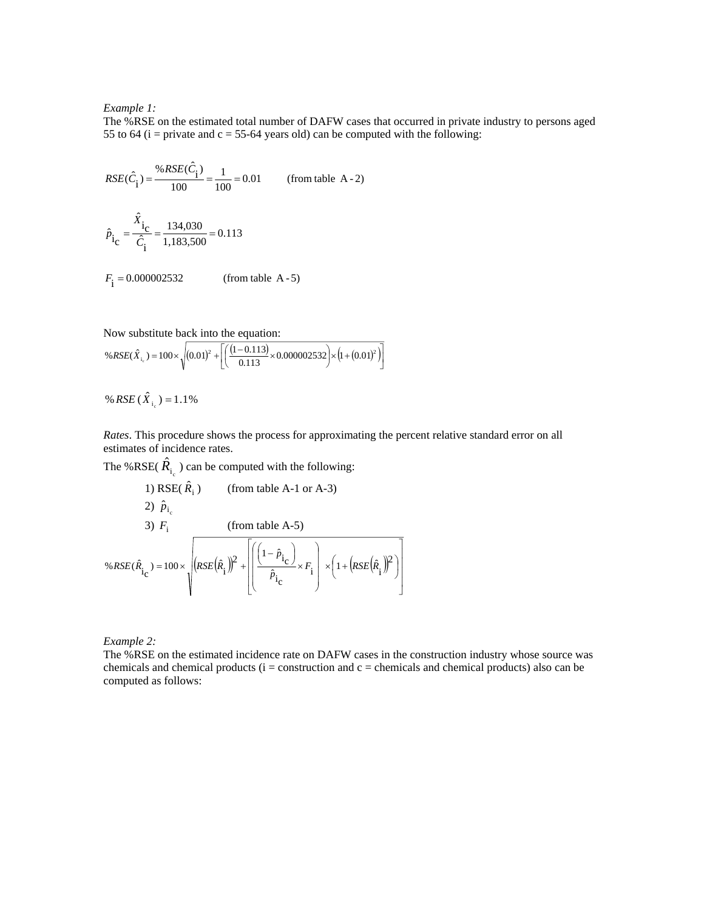*Example 1:*
The %RSE on the estimated total number of DAFW cases that occurred in private industry to persons aged 55 to 64 (i = private and c = 55-64 years old) can be computed with the following:

$$RSE(\hat{C}_{\mathrm{i}}) = \frac{\%RSE(\hat{C}_{\mathrm{i}})}{100} = \frac{1}{100} = 0.01 \qquad \text{(from table A-2)}$$

$$\hat{p}_{\mathrm{i_c}} = \frac{\hat{X}_{\mathrm{i_c}}}{\hat{C}_{\mathrm{i}}} = \frac{134{,}030}{1{,}183{,}500} = 0.113$$

$$F_{\mathrm{i}} = 0.000002532 \qquad \text{(from table A-5)}$$

Now substitute back into the equation:

$$\%RSE(\hat{X}_{\mathrm{i_c}}) = 100 \times \sqrt{(0.01)^2 + \left[\left(\frac{(1-0.113)}{0.113} \times 0.000002532\right) \times \left(1 + (0.01)^2\right)\right]}$$

$$\%RSE(\hat{X}_{\mathrm{i_c}}) = 1.1\%$$

*Rates*. This procedure shows the process for approximating the percent relative standard error on all estimates of incidence rates.

The %RSE( $\hat{R}_{\mathrm{i_c}}$ ) can be computed with the following:

1) RSE( $\hat{R}_{\mathrm{i}}$ ) (from table A-1 or A-3)
2) $\hat{p}_{\mathrm{i_c}}$
3) $F_{\mathrm{i}}$ (from table A-5)

$$\%RSE(\hat{R}_{\mathrm{i_c}}) = 100 \times \sqrt{\left(RSE(\hat{R}_{\mathrm{i}})\right)^2 + \left[\left(\frac{\left(1 - \hat{p}_{\mathrm{i_c}}\right)}{\hat{p}_{\mathrm{i_c}}} \times F_{\mathrm{i}}\right) \times \left(1 + \left(RSE(\hat{R}_{\mathrm{i}})\right)^2\right)\right]}$$

*Example 2:*
The %RSE on the estimated incidence rate on DAFW cases in the construction industry whose source was chemicals and chemical products (i = construction and c = chemicals and chemical products) also can be computed as follows: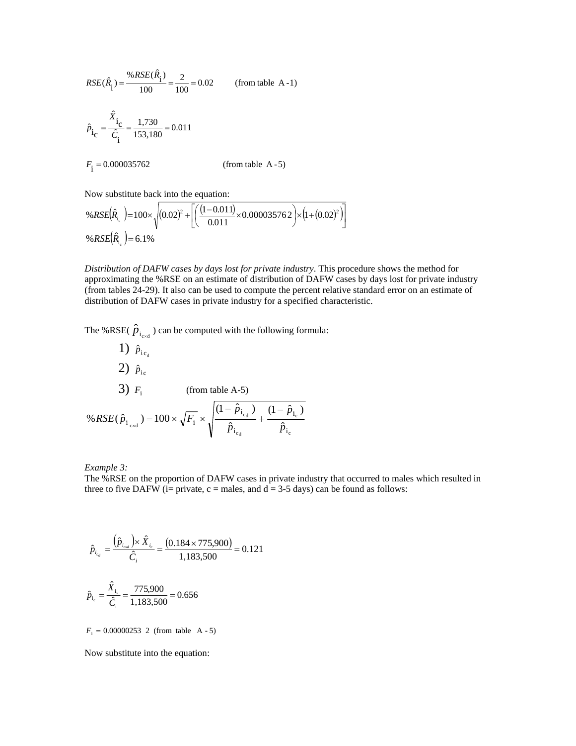$$RSE(\hat{R}_{i}) = \frac{\%RSE(\hat{R}_{i})}{100} = \frac{2}{100} = 0.02 \qquad \text{(from table A-1)}$$

$$\hat{p}_{i_c} = \frac{\hat{X}_{i_c}}{\hat{C}_{i}} = \frac{1{,}730}{153{,}180} = 0.011$$

$$F_{i} = 0.000035762 \qquad \text{(from table A-5)}$$

Now substitute back into the equation:

$$\%RSE\left(\hat{R}_{i_c}\right) = 100 \times \sqrt{(0.02)^2 + \left[\left(\frac{(1-0.011)}{0.011} \times 0.000035762\right) \times \left(1 + (0.02)^2\right)\right]}$$

$$\%RSE\left(\hat{R}_{i_c}\right) = 6.1\%$$

*Distribution of DAFW cases by days lost for private industry*. This procedure shows the method for approximating the %RSE on an estimate of distribution of DAFW cases by days lost for private industry (from tables 24-29). It also can be used to compute the percent relative standard error on an estimate of distribution of DAFW cases in private industry for a specified characteristic.

The %RSE( $\hat{p}_{i_{c \times d}}$ ) can be computed with the following formula:

1) $\hat{p}_{i_{c_d}}$
2) $\hat{p}_{i_c}$
3) $F_i$ (from table A-5)

$$\%RSE(\hat{p}_{i_{c \times d}}) = 100 \times \sqrt{F_i} \times \sqrt{\frac{(1-\hat{p}_{i_{c_d}})}{\hat{p}_{i_{c_d}}} + \frac{(1-\hat{p}_{i_c})}{\hat{p}_{i_c}}}$$

*Example 3:*

The %RSE on the proportion of DAFW cases in private industry that occurred to males which resulted in three to five DAFW (i= private, c = males, and d = 3-5 days) can be found as follows:

$$\hat{p}_{i_{c_d}} = \frac{\left(\hat{p}_{i_{c \times d}}\right) \times \hat{X}_{i_c}}{\hat{C}_i} = \frac{(0.184 \times 775{,}900)}{1{,}183{,}500} = 0.121$$

$$\hat{p}_{i_c} = \frac{\hat{X}_{i_c}}{\hat{C}_i} = \frac{775{,}900}{1{,}183{,}500} = 0.656$$

$$F_i = 0.000002532 \quad \text{(from table A-5)}$$

Now substitute into the equation: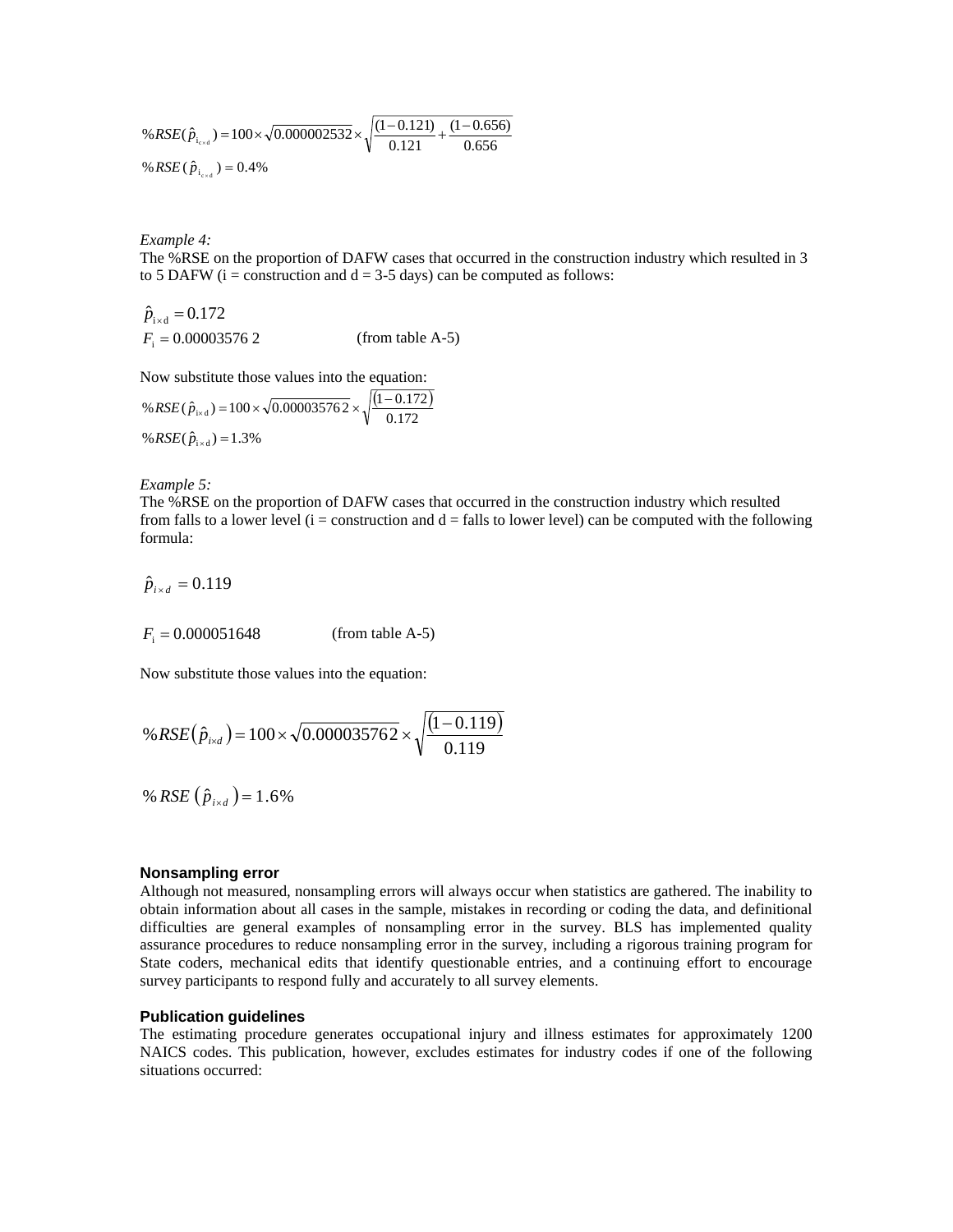$$\%RSE(\hat{p}_{i_{c \times d}}) = 100 \times \sqrt{0.000002532} \times \sqrt{\frac{(1-0.121)}{0.121} + \frac{(1-0.656)}{0.656}}$$

$$\%RSE(\hat{p}_{i_{c \times d}}) = 0.4\%$$

*Example 4:*
The %RSE on the proportion of DAFW cases that occurred in the construction industry which resulted in 3 to 5 DAFW (i = construction and d = 3-5 days) can be computed as follows:

$$\hat{p}_{i \times d} = 0.172$$

$$F_i = 0.000035762 \qquad \text{(from table A-5)}$$

Now substitute those values into the equation:

$$\%RSE(\hat{p}_{i \times d}) = 100 \times \sqrt{0.000035762} \times \sqrt{\frac{(1-0.172)}{0.172}}$$

$$\%RSE(\hat{p}_{i \times d}) = 1.3\%$$

*Example 5:*
The %RSE on the proportion of DAFW cases that occurred in the construction industry which resulted from falls to a lower level (i = construction and d = falls to lower level) can be computed with the following formula:

$$\hat{p}_{i \times d} = 0.119$$

$$F_i = 0.000051648 \qquad \text{(from table A-5)}$$

Now substitute those values into the equation:

$$\%RSE(\hat{p}_{i \times d}) = 100 \times \sqrt{0.000035762} \times \sqrt{\frac{(1-0.119)}{0.119}}$$

$$\%RSE(\hat{p}_{i \times d}) = 1.6\%$$

**Nonsampling error**
Although not measured, nonsampling errors will always occur when statistics are gathered. The inability to obtain information about all cases in the sample, mistakes in recording or coding the data, and definitional difficulties are general examples of nonsampling error in the survey. BLS has implemented quality assurance procedures to reduce nonsampling error in the survey, including a rigorous training program for State coders, mechanical edits that identify questionable entries, and a continuing effort to encourage survey participants to respond fully and accurately to all survey elements.

**Publication guidelines**
The estimating procedure generates occupational injury and illness estimates for approximately 1200 NAICS codes. This publication, however, excludes estimates for industry codes if one of the following situations occurred: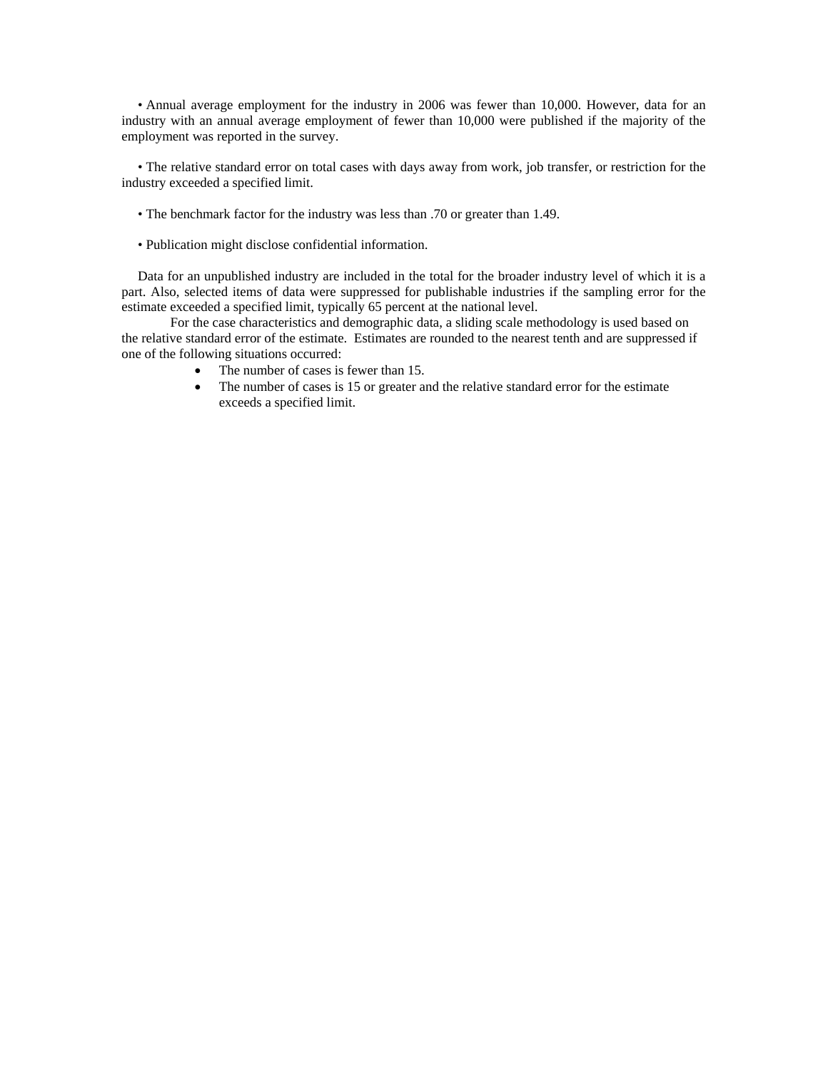- Annual average employment for the industry in 2006 was fewer than 10,000. However, data for an industry with an annual average employment of fewer than 10,000 were published if the majority of the employment was reported in the survey.

- The relative standard error on total cases with days away from work, job transfer, or restriction for the industry exceeded a specified limit.

- The benchmark factor for the industry was less than .70 or greater than 1.49.

- Publication might disclose confidential information.

Data for an unpublished industry are included in the total for the broader industry level of which it is a part. Also, selected items of data were suppressed for publishable industries if the sampling error for the estimate exceeded a specified limit, typically 65 percent at the national level.

For the case characteristics and demographic data, a sliding scale methodology is used based on the relative standard error of the estimate. Estimates are rounded to the nearest tenth and are suppressed if one of the following situations occurred:

- The number of cases is fewer than 15.
- The number of cases is 15 or greater and the relative standard error for the estimate exceeds a specified limit.